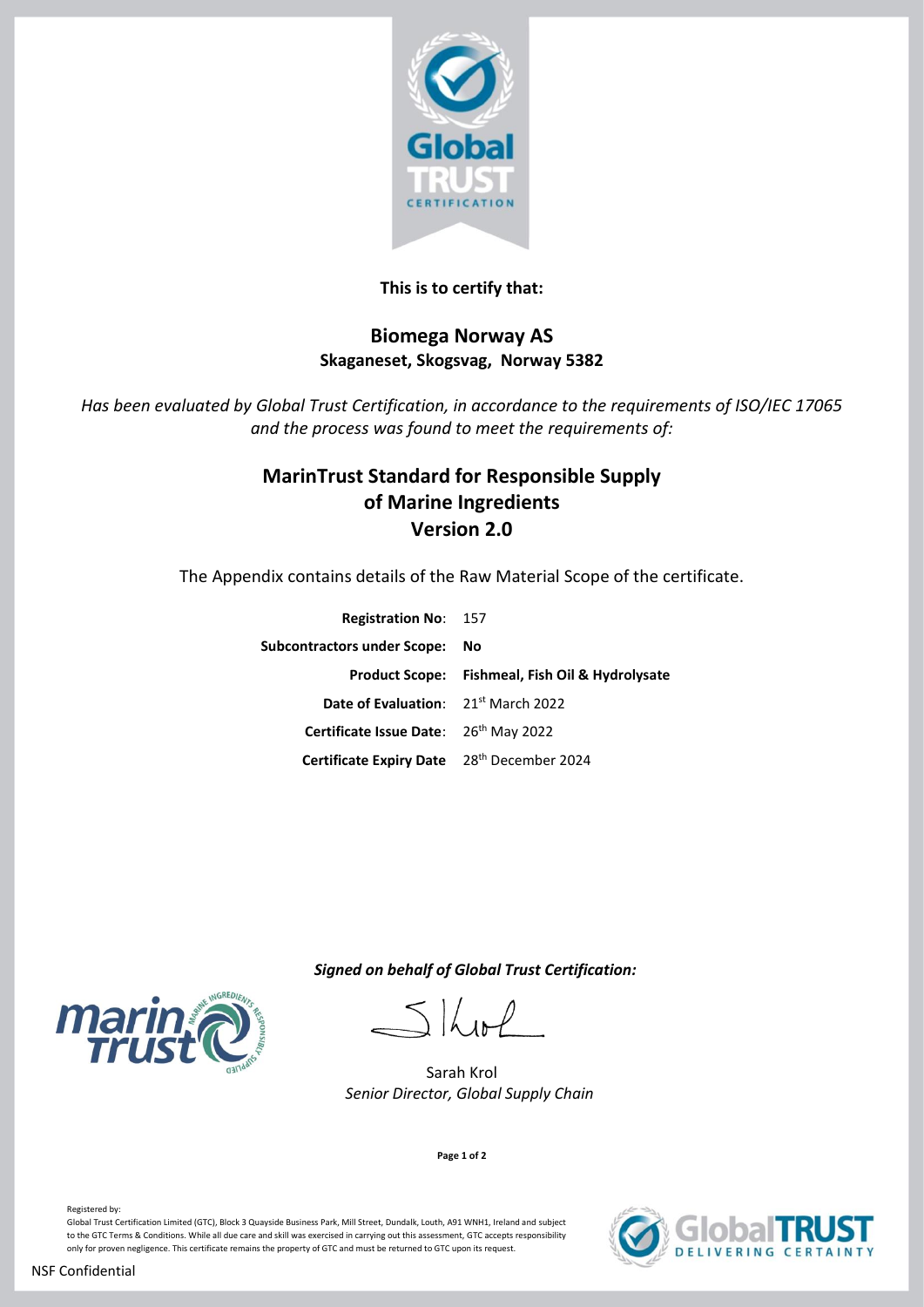**This is to certify that:**

## Biomega Norway AS

**Skaganeset, Skogsvag, Norway 5382**

*Has been evaluated by Global Trust Certification, in accordance to the requirements of ISO/IEC 17065 and the process was found to meet the requirements of:*

# MarinTrust Standard for Responsible Supply of Marine Ingredients Version 2.0

The Appendix contains details of the Raw Material Scope of the certificate.

| | |
|---|---|
| **Registration No**: | 157 |
| **Subcontractors under Scope:** | **No** |
| **Product Scope:** | **Fishmeal, Fish Oil & Hydrolysate** |
| **Date of Evaluation**: | 21st March 2022 |
| **Certificate Issue Date**: | 26th May 2022 |
| **Certificate Expiry Date** | 28th December 2024 |

***Signed on behalf of Global Trust Certification:***

Sarah Krol
*Senior Director, Global Supply Chain*

Registered by:
Global Trust Certification Limited (GTC), Block 3 Quayside Business Park, Mill Street, Dundalk, Louth, A91 WNH1, Ireland and subject to the GTC Terms & Conditions. While all due care and skill was exercised in carrying out this assessment, GTC accepts responsibility only for proven negligence. This certificate remains the property of GTC and must be returned to GTC upon its request.

NSF Confidential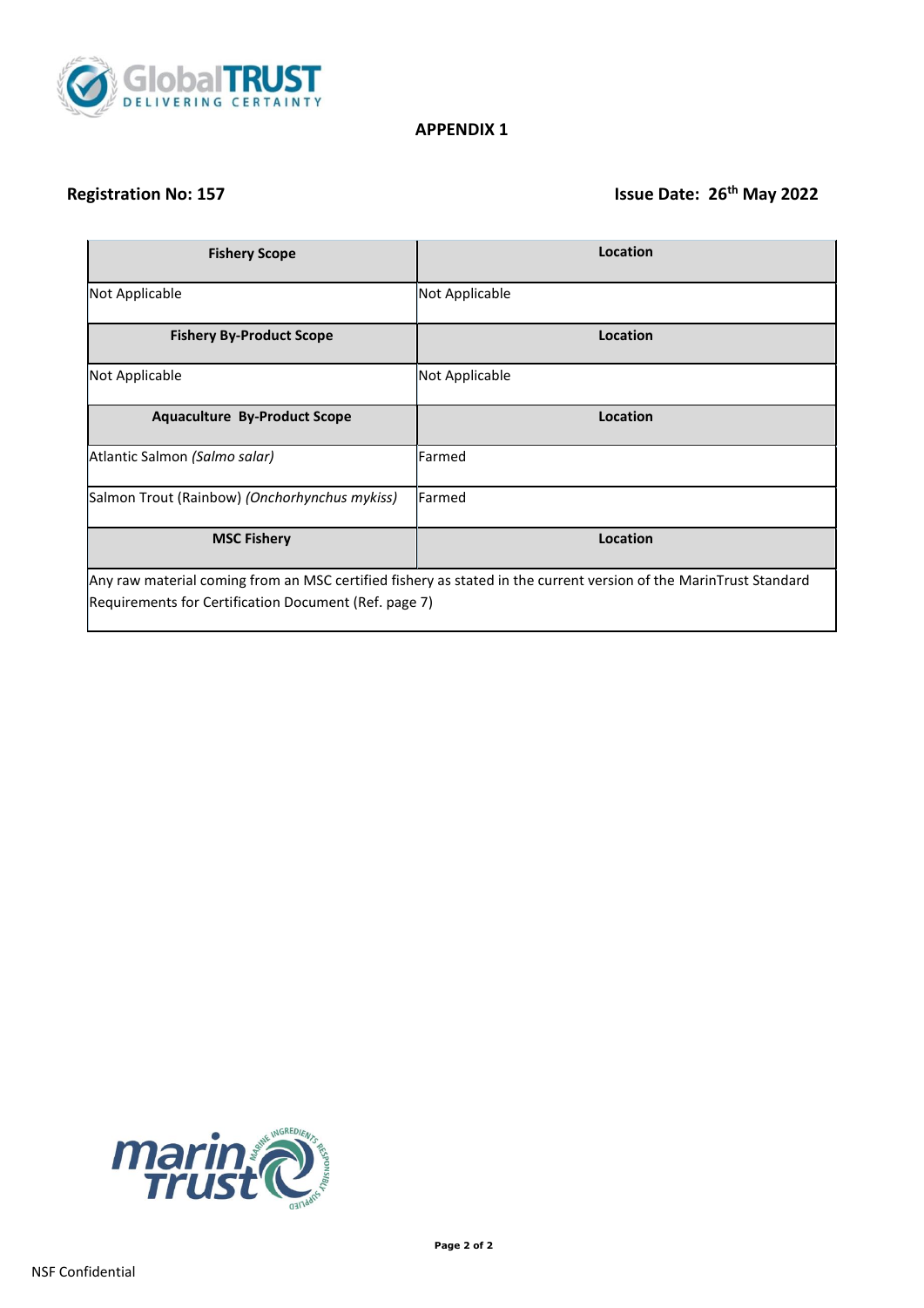## APPENDIX 1

**Registration No: 157**

**Issue Date: 26th May 2022**

| Fishery Scope | Location |
|---|---|
| Not Applicable | Not Applicable |
| **Fishery By-Product Scope** | **Location** |
| Not Applicable | Not Applicable |
| **Aquaculture By-Product Scope** | **Location** |
| Atlantic Salmon *(Salmo salar)* | Farmed |
| Salmon Trout (Rainbow) *(Onchorhynchus mykiss)* | Farmed |
| **MSC Fishery** | **Location** |
| Any raw material coming from an MSC certified fishery as stated in the current version of the MarinTrust Standard Requirements for Certification Document (Ref. page 7) | |

NSF Confidential